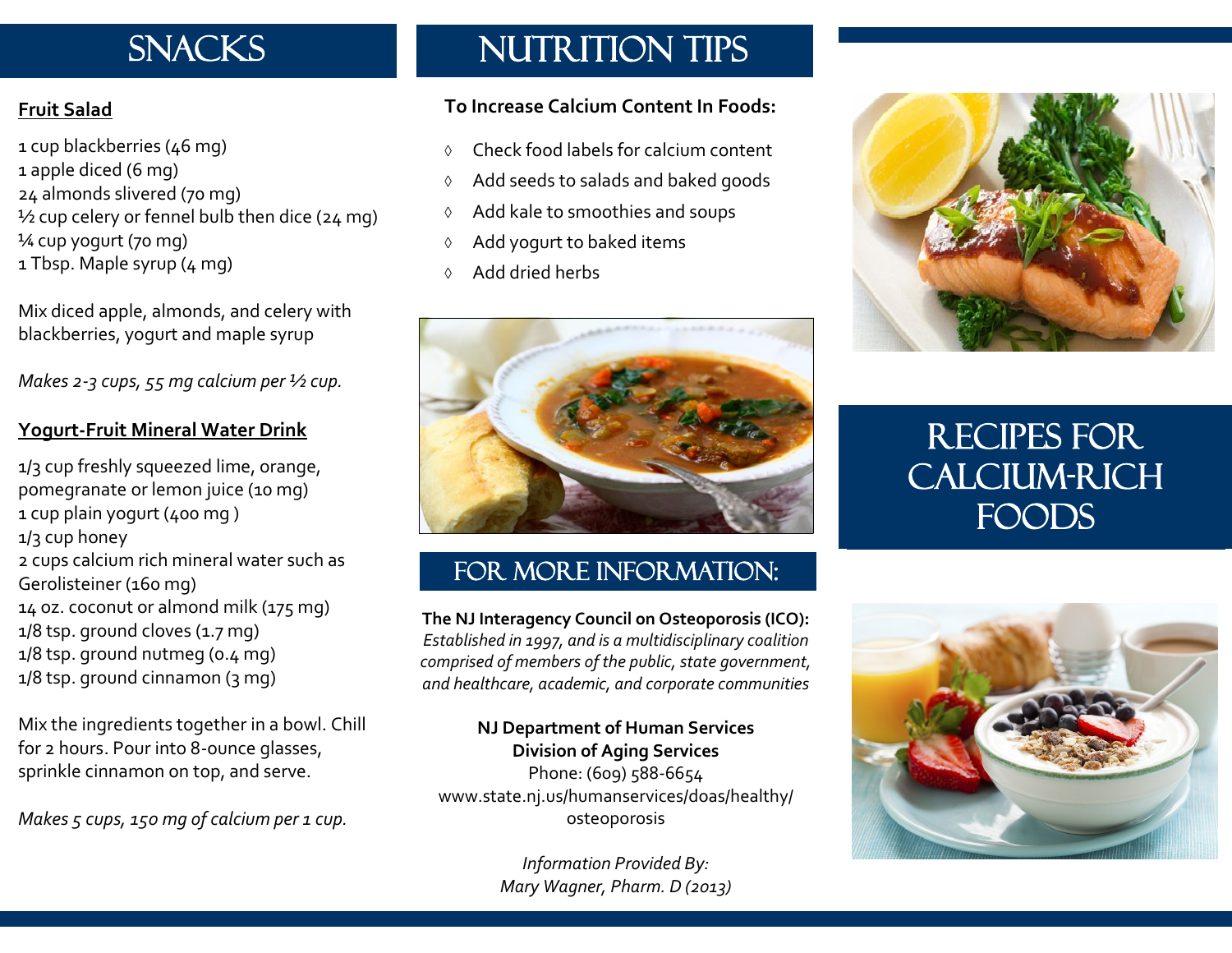# SNACKS

**Fruit Salad**

1 cup blackberries (46 mg)
1 apple diced (6 mg)
24 almonds slivered (70 mg)
½ cup celery or fennel bulb then dice (24 mg)
¼ cup yogurt (70 mg)
1 Tbsp. Maple syrup (4 mg)

Mix diced apple, almonds, and celery with blackberries, yogurt and maple syrup

*Makes 2-3 cups, 55 mg calcium per ½ cup.*

**Yogurt-Fruit Mineral Water Drink**

1/3 cup freshly squeezed lime, orange, pomegranate or lemon juice (10 mg)
1 cup plain yogurt (400 mg )
1/3 cup honey
2 cups calcium rich mineral water such as Gerolisteiner (160 mg)
14 oz. coconut or almond milk (175 mg)
1/8 tsp. ground cloves (1.7 mg)
1/8 tsp. ground nutmeg (0.4 mg)
1/8 tsp. ground cinnamon (3 mg)

Mix the ingredients together in a bowl. Chill for 2 hours. Pour into 8-ounce glasses, sprinkle cinnamon on top, and serve.

*Makes 5 cups, 150 mg of calcium per 1 cup.*

# NUTRITION TIPS

**To Increase Calcium Content In Foods:**

- Check food labels for calcium content
- Add seeds to salads and baked goods
- Add kale to smoothies and soups
- Add yogurt to baked items
- Add dried herbs

## FOR MORE INFORMATION:

**The NJ Interagency Council on Osteoporosis (ICO):** *Established in 1997, and is a multidisciplinary coalition comprised of members of the public, state government, and healthcare, academic, and corporate communities*

**NJ Department of Human Services**
**Division of Aging Services**
Phone: (609) 588-6654
www.state.nj.us/humanservices/doas/healthy/osteoporosis

*Information Provided By:*
*Mary Wagner, Pharm. D (2013)*

# RECIPES FOR CALCIUM-RICH FOODS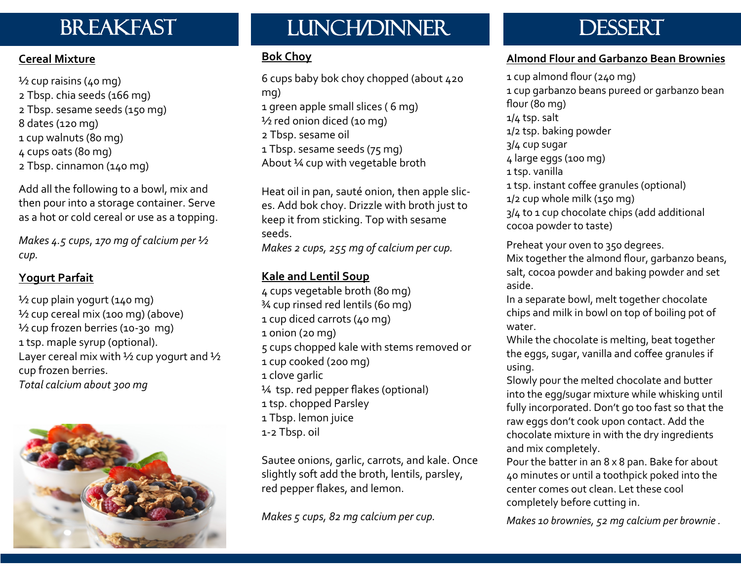# BREAKFAST

### Cereal Mixture

½ cup raisins (40 mg)
2 Tbsp. chia seeds (166 mg)
2 Tbsp. sesame seeds (150 mg)
8 dates (120 mg)
1 cup walnuts (80 mg)
4 cups oats (80 mg)
2 Tbsp. cinnamon (140 mg)

Add all the following to a bowl, mix and then pour into a storage container. Serve as a hot or cold cereal or use as a topping.

*Makes 4.5 cups, 170 mg of calcium per ½ cup.*

### Yogurt Parfait

½ cup plain yogurt (140 mg)
½ cup cereal mix (100 mg) (above)
½ cup frozen berries (10-30 mg)
1 tsp. maple syrup (optional).
Layer cereal mix with ½ cup yogurt and ½ cup frozen berries.
*Total calcium about 300 mg*

# LUNCH/DINNER

### Bok Choy

6 cups baby bok choy chopped (about 420 mg)
1 green apple small slices ( 6 mg)
½ red onion diced (10 mg)
2 Tbsp. sesame oil
1 Tbsp. sesame seeds (75 mg)
About ¼ cup with vegetable broth

Heat oil in pan, sauté onion, then apple slices. Add bok choy. Drizzle with broth just to keep it from sticking. Top with sesame seeds.
*Makes 2 cups, 255 mg of calcium per cup.*

### Kale and Lentil Soup

4 cups vegetable broth (80 mg)
¾ cup rinsed red lentils (60 mg)
1 cup diced carrots (40 mg)
1 onion (20 mg)
5 cups chopped kale with stems removed or 1 cup cooked (200 mg)
1 clove garlic
¼ tsp. red pepper flakes (optional)
1 tsp. chopped Parsley
1 Tbsp. lemon juice
1-2 Tbsp. oil

Sautee onions, garlic, carrots, and kale. Once slightly soft add the broth, lentils, parsley, red pepper flakes, and lemon.

*Makes 5 cups, 82 mg calcium per cup.*

# DESSERT

### Almond Flour and Garbanzo Bean Brownies

1 cup almond flour (240 mg)
1 cup garbanzo beans pureed or garbanzo bean flour (80 mg)
1/4 tsp. salt
1/2 tsp. baking powder
3/4 cup sugar
4 large eggs (100 mg)
1 tsp. vanilla
1 tsp. instant coffee granules (optional)
1/2 cup whole milk (150 mg)
3/4 to 1 cup chocolate chips (add additional cocoa powder to taste)

Preheat your oven to 350 degrees.
Mix together the almond flour, garbanzo beans, salt, cocoa powder and baking powder and set aside.
In a separate bowl, melt together chocolate chips and milk in bowl on top of boiling pot of water.
While the chocolate is melting, beat together the eggs, sugar, vanilla and coffee granules if using.
Slowly pour the melted chocolate and butter into the egg/sugar mixture while whisking until fully incorporated. Don't go too fast so that the raw eggs don't cook upon contact. Add the chocolate mixture in with the dry ingredients and mix completely.
Pour the batter in an 8 x 8 pan. Bake for about 40 minutes or until a toothpick poked into the center comes out clean. Let these cool completely before cutting in.

*Makes 10 brownies, 52 mg calcium per brownie .*